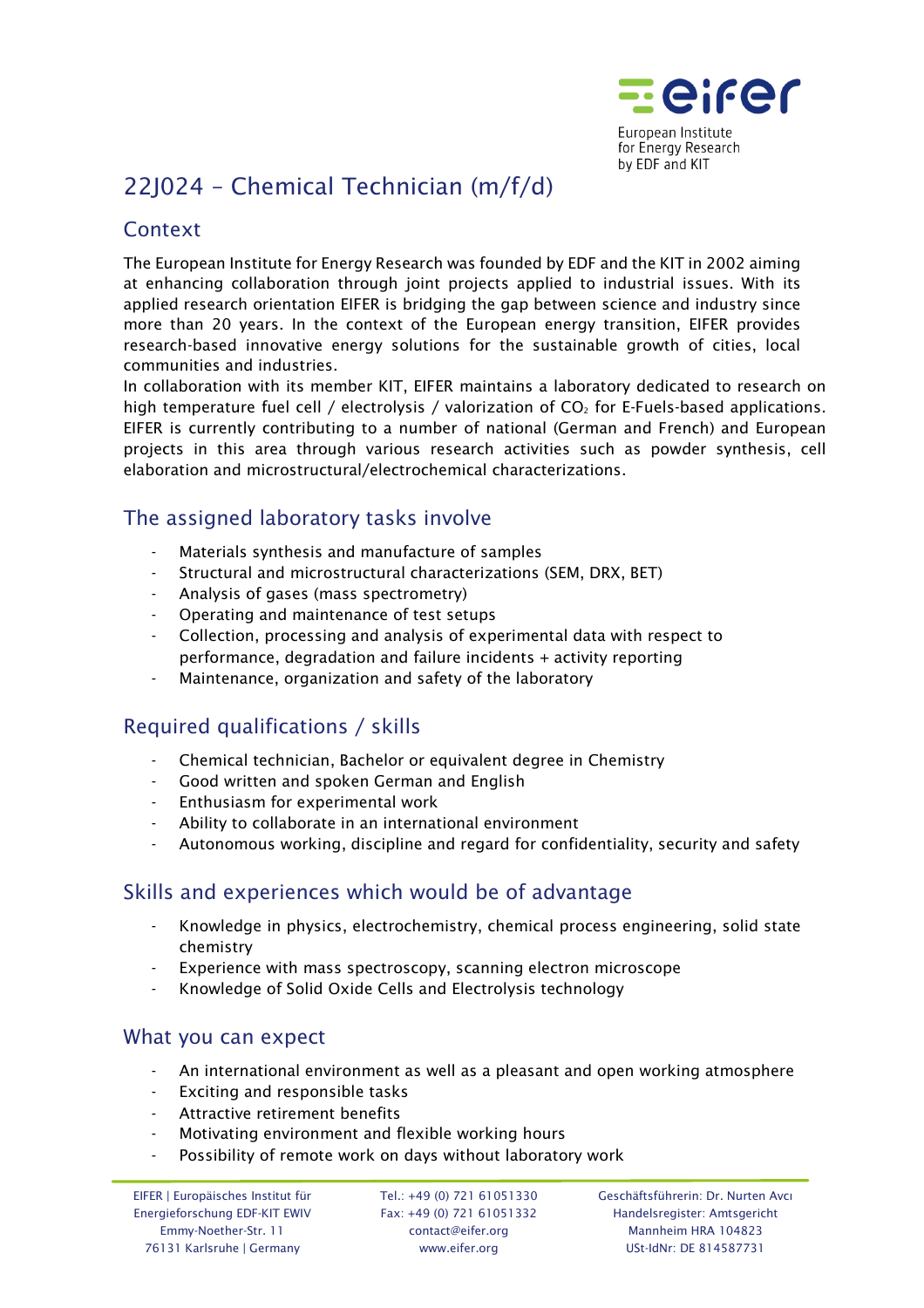eifer

European Institute for Energy Research by EDF and KIT

# 22J024 – Chemical Technician (m/f/d)

## Context

The European Institute for Energy Research was founded by EDF and the KIT in 2002 aiming at enhancing collaboration through joint projects applied to industrial issues. With its applied research orientation EIFER is bridging the gap between science and industry since more than 20 years. In the context of the European energy transition, EIFER provides research-based innovative energy solutions for the sustainable growth of cities, local communities and industries.
In collaboration with its member KIT, EIFER maintains a laboratory dedicated to research on high temperature fuel cell / electrolysis / valorization of $CO_2$ for E-Fuels-based applications. EIFER is currently contributing to a number of national (German and French) and European projects in this area through various research activities such as powder synthesis, cell elaboration and microstructural/electrochemical characterizations.

## The assigned laboratory tasks involve

- Materials synthesis and manufacture of samples
- Structural and microstructural characterizations (SEM, DRX, BET)
- Analysis of gases (mass spectrometry)
- Operating and maintenance of test setups
- Collection, processing and analysis of experimental data with respect to performance, degradation and failure incidents + activity reporting
- Maintenance, organization and safety of the laboratory

## Required qualifications / skills

- Chemical technician, Bachelor or equivalent degree in Chemistry
- Good written and spoken German and English
- Enthusiasm for experimental work
- Ability to collaborate in an international environment
- Autonomous working, discipline and regard for confidentiality, security and safety

## Skills and experiences which would be of advantage

- Knowledge in physics, electrochemistry, chemical process engineering, solid state chemistry
- Experience with mass spectroscopy, scanning electron microscope
- Knowledge of Solid Oxide Cells and Electrolysis technology

## What you can expect

- An international environment as well as a pleasant and open working atmosphere
- Exciting and responsible tasks
- Attractive retirement benefits
- Motivating environment and flexible working hours
- Possibility of remote work on days without laboratory work

EIFER | Europäisches Institut für Energieforschung EDF-KIT EWIV
Emmy-Noether-Str. 11
76131 Karlsruhe | Germany

Tel.: +49 (0) 721 61051330
Fax: +49 (0) 721 61051332
contact@eifer.org
www.eifer.org

Geschäftsführerin: Dr. Nurten Avcı
Handelsregister: Amtsgericht Mannheim HRA 104823
USt-IdNr: DE 814587731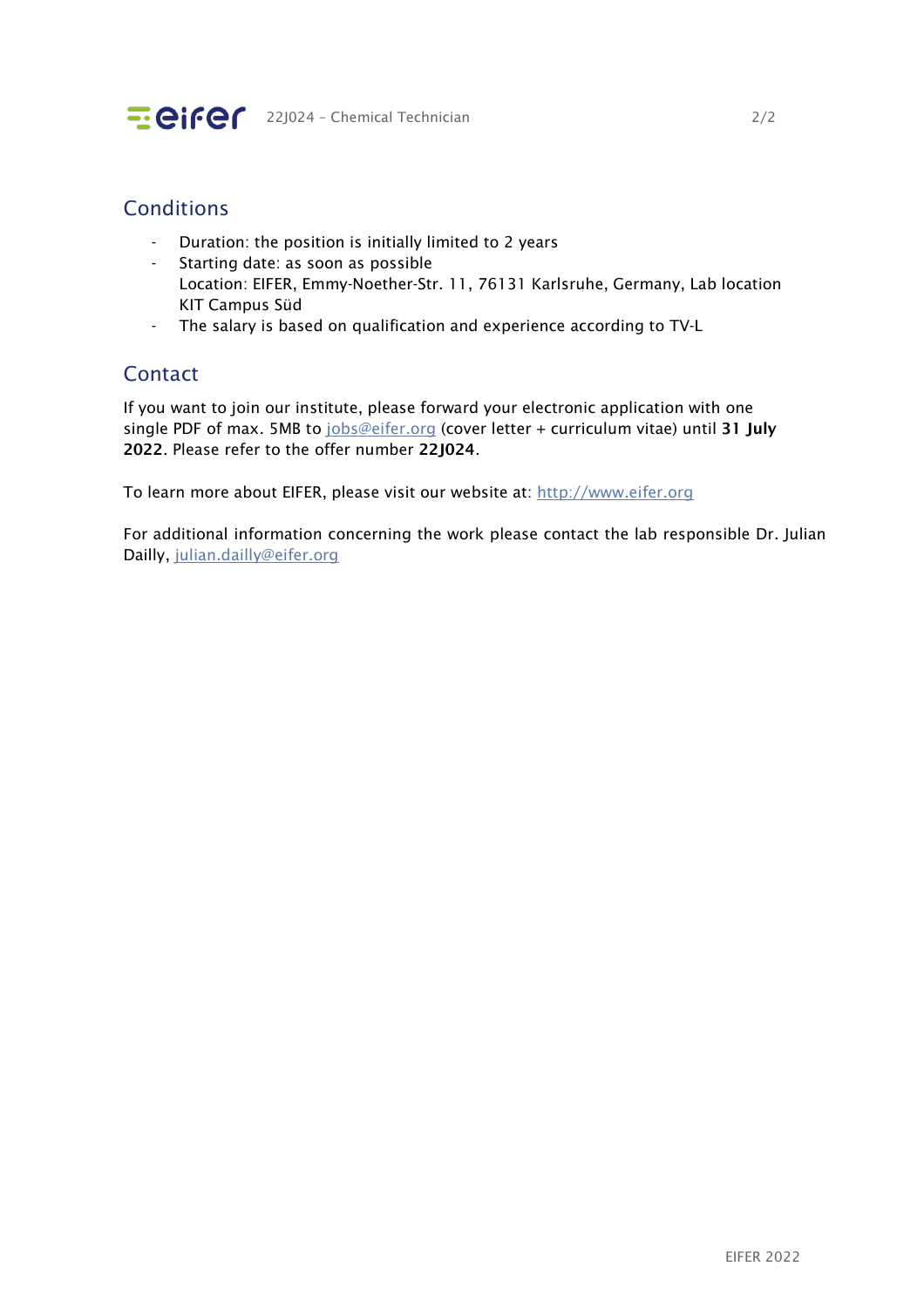## Conditions

- Duration: the position is initially limited to 2 years
- Starting date: as soon as possible
  Location: EIFER, Emmy-Noether-Str. 11, 76131 Karlsruhe, Germany, Lab location KIT Campus Süd
- The salary is based on qualification and experience according to TV-L

## Contact

If you want to join our institute, please forward your electronic application with one single PDF of max. 5MB to jobs@eifer.org (cover letter + curriculum vitae) until **31 July 2022**. Please refer to the offer number **22J024**.

To learn more about EIFER, please visit our website at: http://www.eifer.org

For additional information concerning the work please contact the lab responsible Dr. Julian Dailly, julian.dailly@eifer.org